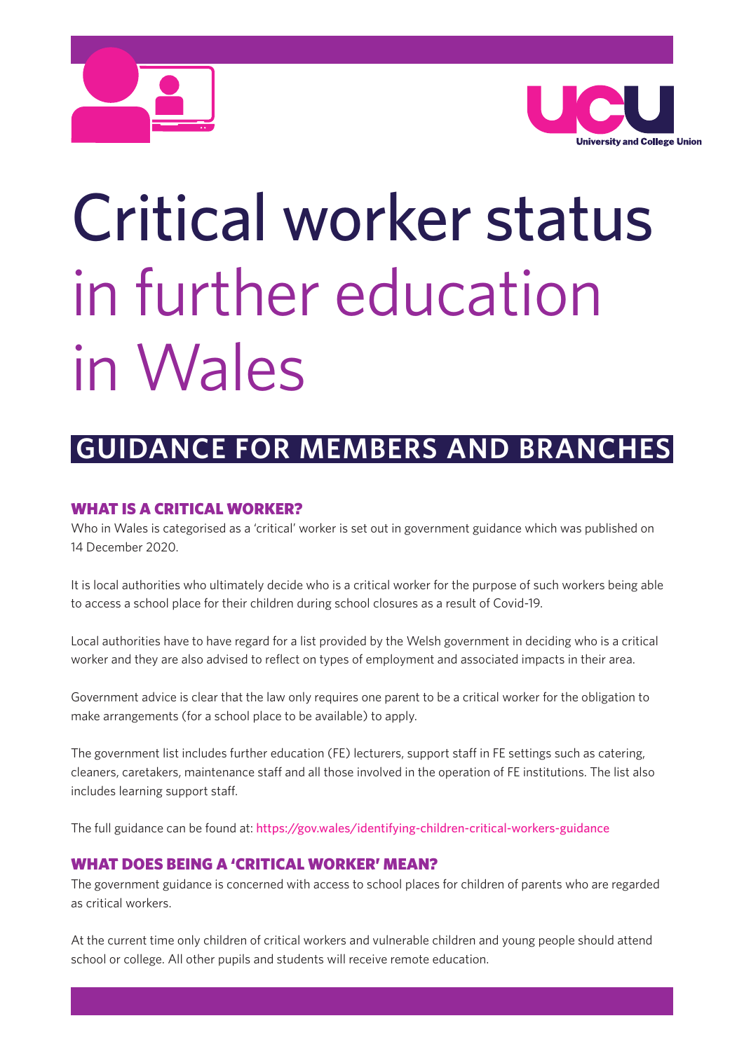University and College Union

# Critical worker status in further education in Wales

## GUIDANCE FOR MEMBERS AND BRANCHES

### WHAT IS A CRITICAL WORKER?

Who in Wales is categorised as a 'critical' worker is set out in government guidance which was published on 14 December 2020.

It is local authorities who ultimately decide who is a critical worker for the purpose of such workers being able to access a school place for their children during school closures as a result of Covid-19.

Local authorities have to have regard for a list provided by the Welsh government in deciding who is a critical worker and they are also advised to reflect on types of employment and associated impacts in their area.

Government advice is clear that the law only requires one parent to be a critical worker for the obligation to make arrangements (for a school place to be available) to apply.

The government list includes further education (FE) lecturers, support staff in FE settings such as catering, cleaners, caretakers, maintenance staff and all those involved in the operation of FE institutions. The list also includes learning support staff.

The full guidance can be found at: https://gov.wales/identifying-children-critical-workers-guidance

### WHAT DOES BEING A 'CRITICAL WORKER' MEAN?

The government guidance is concerned with access to school places for children of parents who are regarded as critical workers.

At the current time only children of critical workers and vulnerable children and young people should attend school or college. All other pupils and students will receive remote education.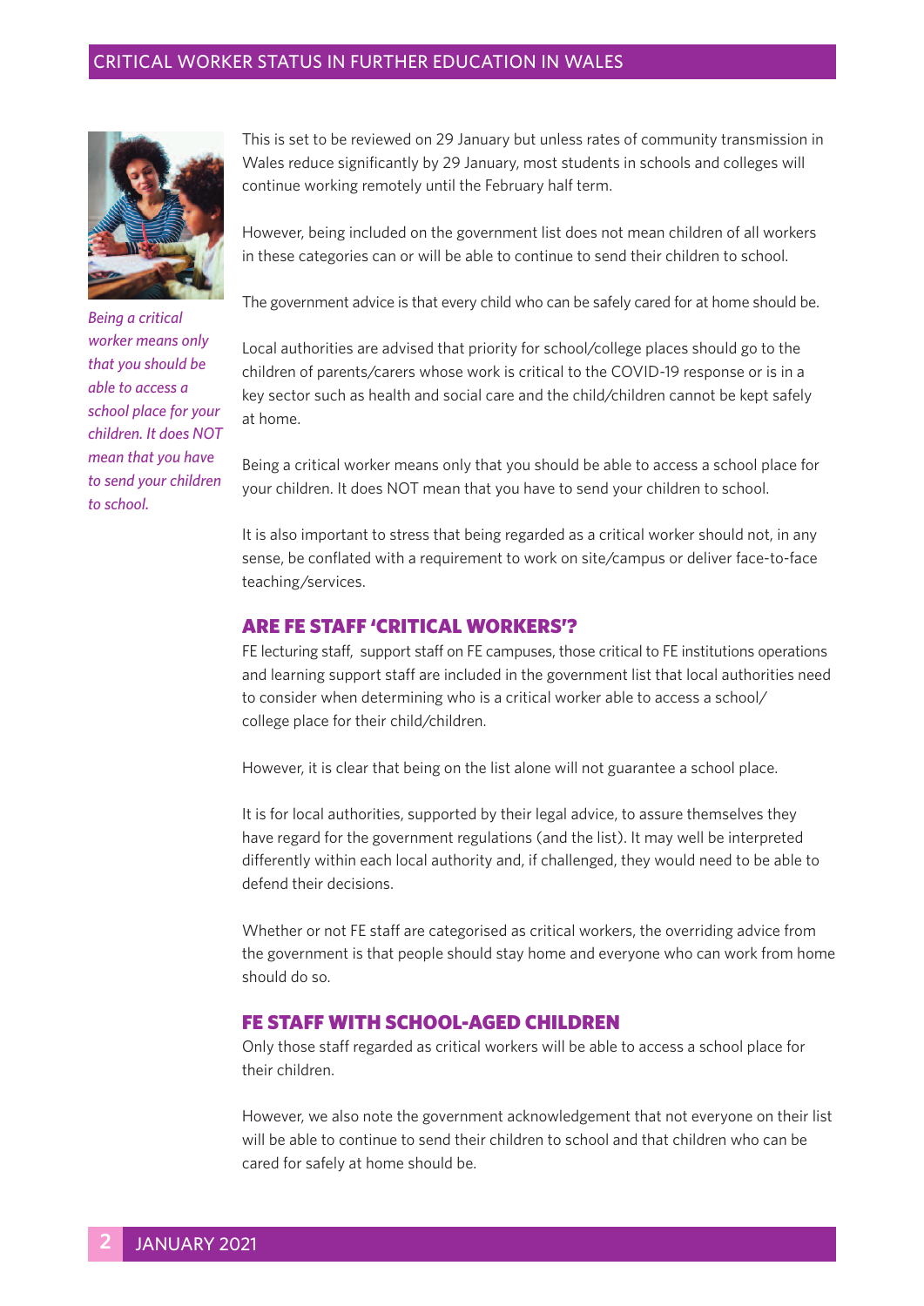This is set to be reviewed on 29 January but unless rates of community transmission in Wales reduce significantly by 29 January, most students in schools and colleges will continue working remotely until the February half term.

*Being a critical worker means only that you should be able to access a school place for your children. It does NOT mean that you have to send your children to school.*

However, being included on the government list does not mean children of all workers in these categories can or will be able to continue to send their children to school.

The government advice is that every child who can be safely cared for at home should be.

Local authorities are advised that priority for school/college places should go to the children of parents/carers whose work is critical to the COVID-19 response or is in a key sector such as health and social care and the child/children cannot be kept safely at home.

Being a critical worker means only that you should be able to access a school place for your children. It does NOT mean that you have to send your children to school.

It is also important to stress that being regarded as a critical worker should not, in any sense, be conflated with a requirement to work on site/campus or deliver face-to-face teaching/services.

## ARE FE STAFF 'CRITICAL WORKERS'?

FE lecturing staff, support staff on FE campuses, those critical to FE institutions operations and learning support staff are included in the government list that local authorities need to consider when determining who is a critical worker able to access a school/college place for their child/children.

However, it is clear that being on the list alone will not guarantee a school place.

It is for local authorities, supported by their legal advice, to assure themselves they have regard for the government regulations (and the list). It may well be interpreted differently within each local authority and, if challenged, they would need to be able to defend their decisions.

Whether or not FE staff are categorised as critical workers, the overriding advice from the government is that people should stay home and everyone who can work from home should do so.

## FE STAFF WITH SCHOOL-AGED CHILDREN

Only those staff regarded as critical workers will be able to access a school place for their children.

However, we also note the government acknowledgement that not everyone on their list will be able to continue to send their children to school and that children who can be cared for safely at home should be.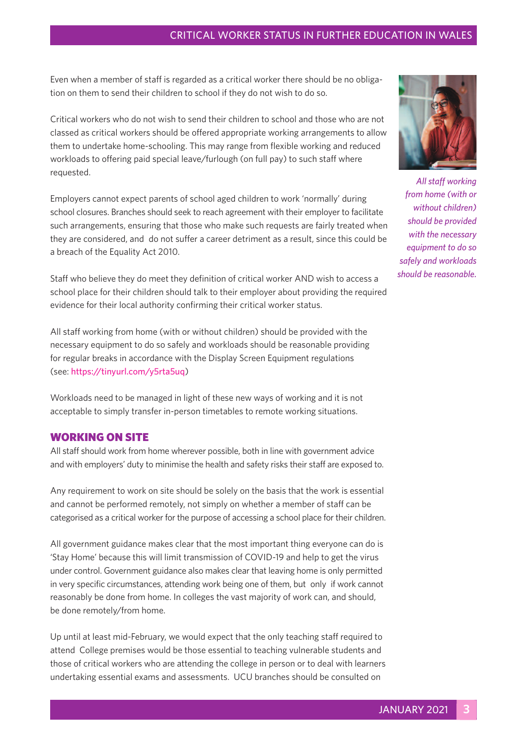Even when a member of staff is regarded as a critical worker there should be no obligation on them to send their children to school if they do not wish to do so.

Critical workers who do not wish to send their children to school and those who are not classed as critical workers should be offered appropriate working arrangements to allow them to undertake home-schooling. This may range from flexible working and reduced workloads to offering paid special leave/furlough (on full pay) to such staff where requested.

Employers cannot expect parents of school aged children to work 'normally' during school closures. Branches should seek to reach agreement with their employer to facilitate such arrangements, ensuring that those who make such requests are fairly treated when they are considered, and do not suffer a career detriment as a result, since this could be a breach of the Equality Act 2010.

Staff who believe they do meet they definition of critical worker AND wish to access a school place for their children should talk to their employer about providing the required evidence for their local authority confirming their critical worker status.

All staff working from home (with or without children) should be provided with the necessary equipment to do so safely and workloads should be reasonable providing for regular breaks in accordance with the Display Screen Equipment regulations (see: https://tinyurl.com/y5rta5uq)

Workloads need to be managed in light of these new ways of working and it is not acceptable to simply transfer in-person timetables to remote working situations.

*All staff working from home (with or without children) should be provided with the necessary equipment to do so safely and workloads should be reasonable.*

## WORKING ON SITE

All staff should work from home wherever possible, both in line with government advice and with employers' duty to minimise the health and safety risks their staff are exposed to.

Any requirement to work on site should be solely on the basis that the work is essential and cannot be performed remotely, not simply on whether a member of staff can be categorised as a critical worker for the purpose of accessing a school place for their children.

All government guidance makes clear that the most important thing everyone can do is 'Stay Home' because this will limit transmission of COVID-19 and help to get the virus under control. Government guidance also makes clear that leaving home is only permitted in very specific circumstances, attending work being one of them, but only if work cannot reasonably be done from home. In colleges the vast majority of work can, and should, be done remotely/from home.

Up until at least mid-February, we would expect that the only teaching staff required to attend College premises would be those essential to teaching vulnerable students and those of critical workers who are attending the college in person or to deal with learners undertaking essential exams and assessments. UCU branches should be consulted on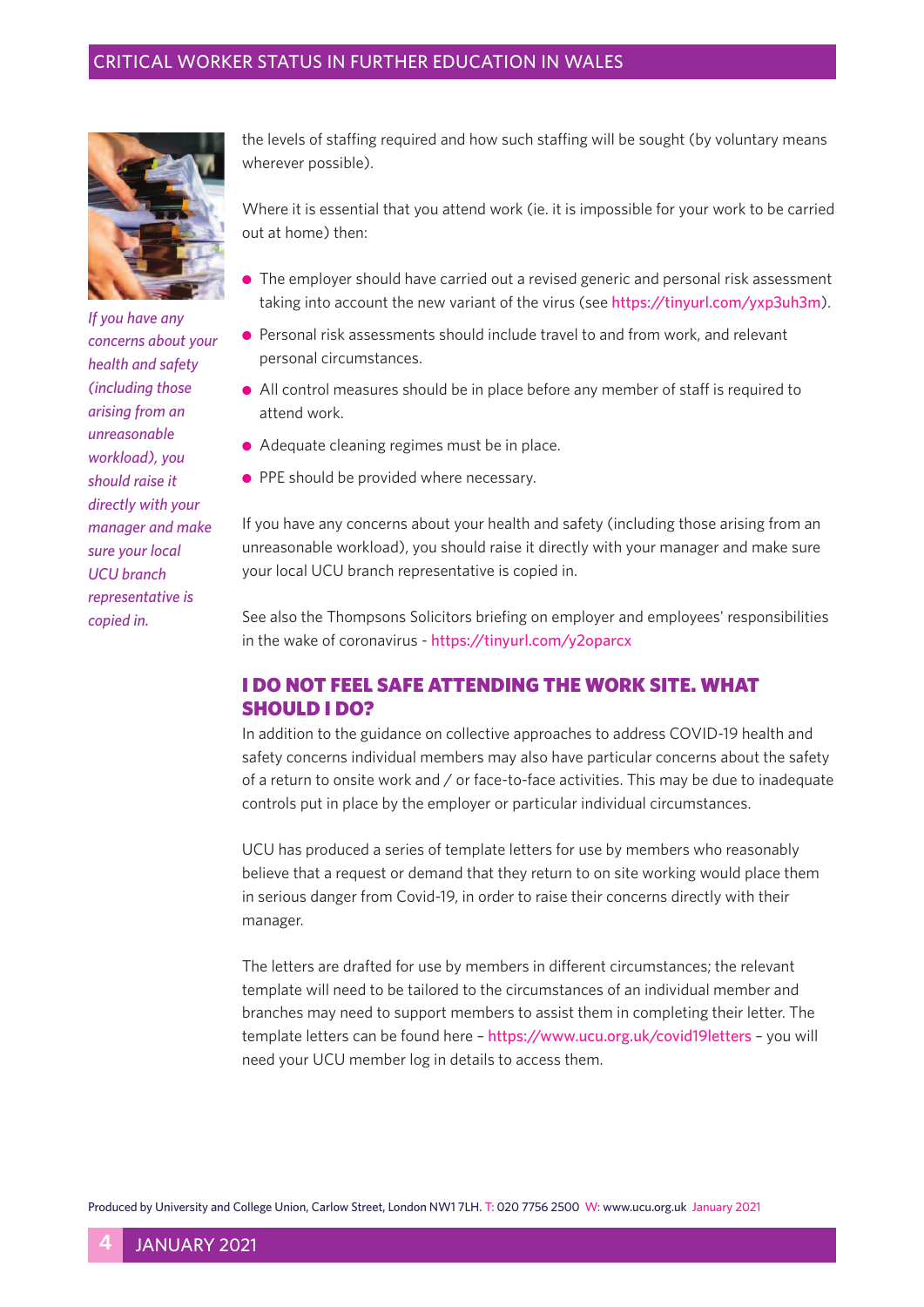the levels of staffing required and how such staffing will be sought (by voluntary means wherever possible).

Where it is essential that you attend work (ie. it is impossible for your work to be carried out at home) then:

- The employer should have carried out a revised generic and personal risk assessment taking into account the new variant of the virus (see https://tinyurl.com/yxp3uh3m).
- Personal risk assessments should include travel to and from work, and relevant personal circumstances.
- All control measures should be in place before any member of staff is required to attend work.
- Adequate cleaning regimes must be in place.
- PPE should be provided where necessary.

*If you have any concerns about your health and safety (including those arising from an unreasonable workload), you should raise it directly with your manager and make sure your local UCU branch representative is copied in.*

If you have any concerns about your health and safety (including those arising from an unreasonable workload), you should raise it directly with your manager and make sure your local UCU branch representative is copied in.

See also the Thompsons Solicitors briefing on employer and employees' responsibilities in the wake of coronavirus - https://tinyurl.com/y2oparcx

## I DO NOT FEEL SAFE ATTENDING THE WORK SITE. WHAT SHOULD I DO?

In addition to the guidance on collective approaches to address COVID-19 health and safety concerns individual members may also have particular concerns about the safety of a return to onsite work and / or face-to-face activities. This may be due to inadequate controls put in place by the employer or particular individual circumstances.

UCU has produced a series of template letters for use by members who reasonably believe that a request or demand that they return to on site working would place them in serious danger from Covid-19, in order to raise their concerns directly with their manager.

The letters are drafted for use by members in different circumstances; the relevant template will need to be tailored to the circumstances of an individual member and branches may need to support members to assist them in completing their letter. The template letters can be found here – https://www.ucu.org.uk/covid19letters – you will need your UCU member log in details to access them.

Produced by University and College Union, Carlow Street, London NW1 7LH. T: 020 7756 2500 W: www.ucu.org.uk January 2021